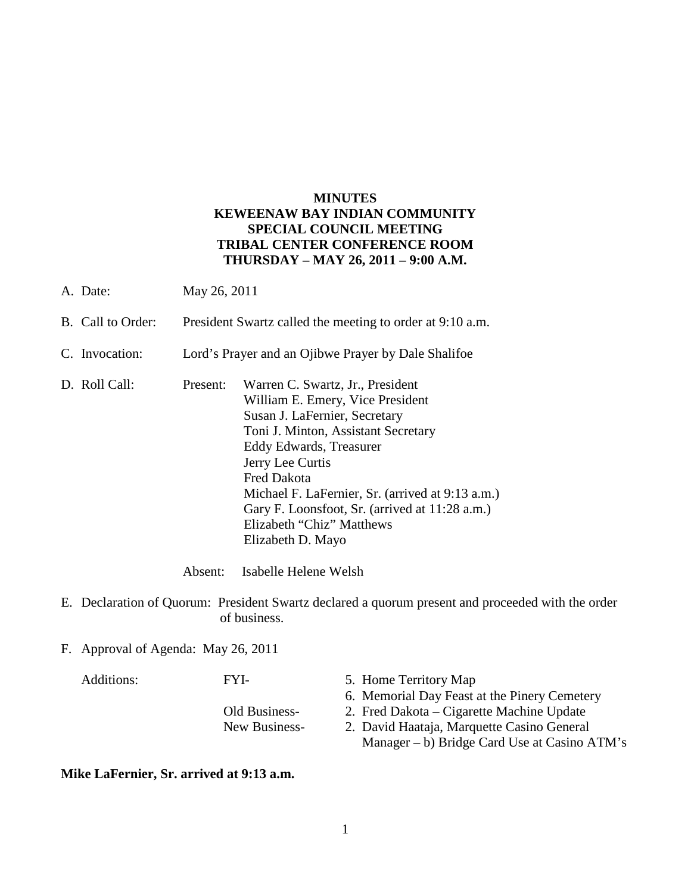**MINUTES**
**KEWEENAW BAY INDIAN COMMUNITY**
**SPECIAL COUNCIL MEETING**
**TRIBAL CENTER CONFERENCE ROOM**
**THURSDAY – MAY 26, 2011 – 9:00 A.M.**

A. Date: May 26, 2011

B. Call to Order: President Swartz called the meeting to order at 9:10 a.m.

C. Invocation: Lord's Prayer and an Ojibwe Prayer by Dale Shalifoe

D. Roll Call: Present:
   - Warren C. Swartz, Jr., President
   - William E. Emery, Vice President
   - Susan J. LaFernier, Secretary
   - Toni J. Minton, Assistant Secretary
   - Eddy Edwards, Treasurer
   - Jerry Lee Curtis
   - Fred Dakota
   - Michael F. LaFernier, Sr. (arrived at 9:13 a.m.)
   - Gary F. Loonsfoot, Sr. (arrived at 11:28 a.m.)
   - Elizabeth "Chiz" Matthews
   - Elizabeth D. Mayo

   Absent: Isabelle Helene Welsh

E. Declaration of Quorum: President Swartz declared a quorum present and proceeded with the order of business.

F. Approval of Agenda: May 26, 2011

Additions:

- FYI-
  5. Home Territory Map
  6. Memorial Day Feast at the Pinery Cemetery
- Old Business-
  2. Fred Dakota – Cigarette Machine Update
- New Business-
  2. David Haataja, Marquette Casino General Manager – b) Bridge Card Use at Casino ATM's

**Mike LaFernier, Sr. arrived at 9:13 a.m.**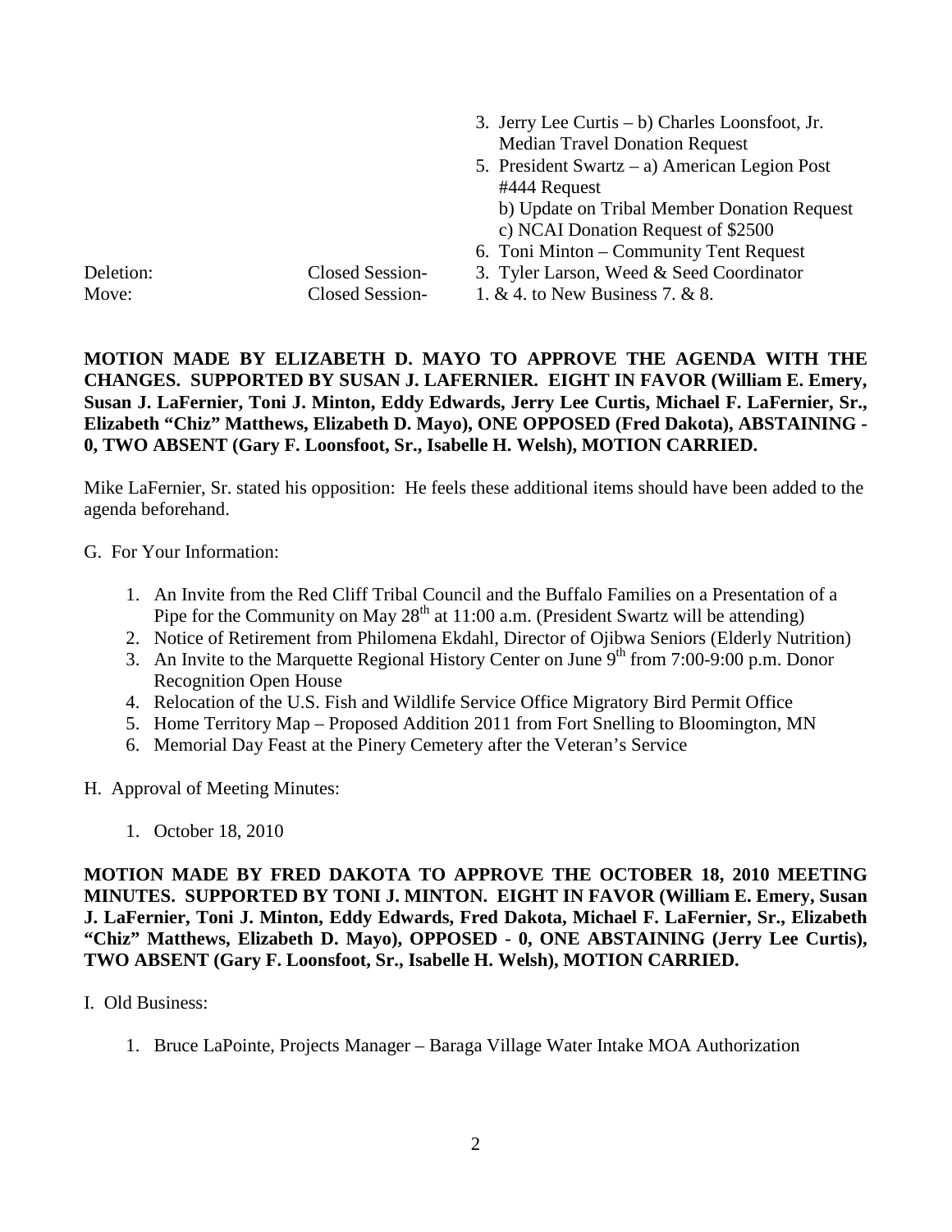3. Jerry Lee Curtis – b) Charles Loonsfoot, Jr. Median Travel Donation Request
5. President Swartz – a) American Legion Post #444 Request
   b) Update on Tribal Member Donation Request
   c) NCAI Donation Request of $2500
6. Toni Minton – Community Tent Request

Deletion: Closed Session- 3. Tyler Larson, Weed & Seed Coordinator

Move: Closed Session- 1. & 4. to New Business 7. & 8.

**MOTION MADE BY ELIZABETH D. MAYO TO APPROVE THE AGENDA WITH THE CHANGES. SUPPORTED BY SUSAN J. LAFERNIER. EIGHT IN FAVOR (William E. Emery, Susan J. LaFernier, Toni J. Minton, Eddy Edwards, Jerry Lee Curtis, Michael F. LaFernier, Sr., Elizabeth "Chiz" Matthews, Elizabeth D. Mayo), ONE OPPOSED (Fred Dakota), ABSTAINING - 0, TWO ABSENT (Gary F. Loonsfoot, Sr., Isabelle H. Welsh), MOTION CARRIED.**

Mike LaFernier, Sr. stated his opposition: He feels these additional items should have been added to the agenda beforehand.

G. For Your Information:

1. An Invite from the Red Cliff Tribal Council and the Buffalo Families on a Presentation of a Pipe for the Community on May 28th at 11:00 a.m. (President Swartz will be attending)
2. Notice of Retirement from Philomena Ekdahl, Director of Ojibwa Seniors (Elderly Nutrition)
3. An Invite to the Marquette Regional History Center on June 9th from 7:00-9:00 p.m. Donor Recognition Open House
4. Relocation of the U.S. Fish and Wildlife Service Office Migratory Bird Permit Office
5. Home Territory Map – Proposed Addition 2011 from Fort Snelling to Bloomington, MN
6. Memorial Day Feast at the Pinery Cemetery after the Veteran's Service

H. Approval of Meeting Minutes:

1. October 18, 2010

**MOTION MADE BY FRED DAKOTA TO APPROVE THE OCTOBER 18, 2010 MEETING MINUTES. SUPPORTED BY TONI J. MINTON. EIGHT IN FAVOR (William E. Emery, Susan J. LaFernier, Toni J. Minton, Eddy Edwards, Fred Dakota, Michael F. LaFernier, Sr., Elizabeth "Chiz" Matthews, Elizabeth D. Mayo), OPPOSED - 0, ONE ABSTAINING (Jerry Lee Curtis), TWO ABSENT (Gary F. Loonsfoot, Sr., Isabelle H. Welsh), MOTION CARRIED.**

I. Old Business:

1. Bruce LaPointe, Projects Manager – Baraga Village Water Intake MOA Authorization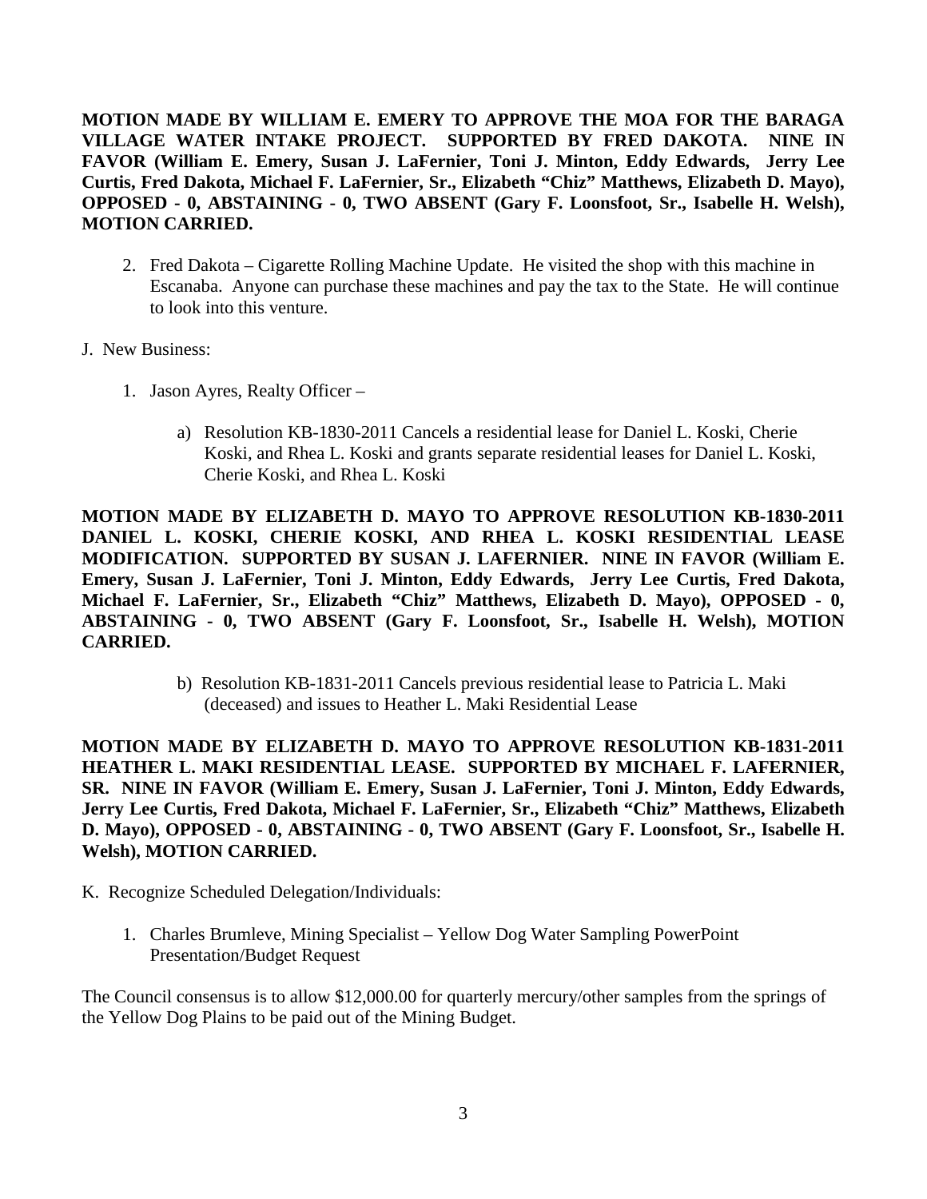**MOTION MADE BY WILLIAM E. EMERY TO APPROVE THE MOA FOR THE BARAGA VILLAGE WATER INTAKE PROJECT. SUPPORTED BY FRED DAKOTA. NINE IN FAVOR (William E. Emery, Susan J. LaFernier, Toni J. Minton, Eddy Edwards, Jerry Lee Curtis, Fred Dakota, Michael F. LaFernier, Sr., Elizabeth "Chiz" Matthews, Elizabeth D. Mayo), OPPOSED - 0, ABSTAINING - 0, TWO ABSENT (Gary F. Loonsfoot, Sr., Isabelle H. Welsh), MOTION CARRIED.**

2. Fred Dakota – Cigarette Rolling Machine Update. He visited the shop with this machine in Escanaba. Anyone can purchase these machines and pay the tax to the State. He will continue to look into this venture.

J. New Business:

1. Jason Ayres, Realty Officer –

   a) Resolution KB-1830-2011 Cancels a residential lease for Daniel L. Koski, Cherie Koski, and Rhea L. Koski and grants separate residential leases for Daniel L. Koski, Cherie Koski, and Rhea L. Koski

**MOTION MADE BY ELIZABETH D. MAYO TO APPROVE RESOLUTION KB-1830-2011 DANIEL L. KOSKI, CHERIE KOSKI, AND RHEA L. KOSKI RESIDENTIAL LEASE MODIFICATION. SUPPORTED BY SUSAN J. LAFERNIER. NINE IN FAVOR (William E. Emery, Susan J. LaFernier, Toni J. Minton, Eddy Edwards, Jerry Lee Curtis, Fred Dakota, Michael F. LaFernier, Sr., Elizabeth "Chiz" Matthews, Elizabeth D. Mayo), OPPOSED - 0, ABSTAINING - 0, TWO ABSENT (Gary F. Loonsfoot, Sr., Isabelle H. Welsh), MOTION CARRIED.**

   b) Resolution KB-1831-2011 Cancels previous residential lease to Patricia L. Maki (deceased) and issues to Heather L. Maki Residential Lease

**MOTION MADE BY ELIZABETH D. MAYO TO APPROVE RESOLUTION KB-1831-2011 HEATHER L. MAKI RESIDENTIAL LEASE. SUPPORTED BY MICHAEL F. LAFERNIER, SR. NINE IN FAVOR (William E. Emery, Susan J. LaFernier, Toni J. Minton, Eddy Edwards, Jerry Lee Curtis, Fred Dakota, Michael F. LaFernier, Sr., Elizabeth "Chiz" Matthews, Elizabeth D. Mayo), OPPOSED - 0, ABSTAINING - 0, TWO ABSENT (Gary F. Loonsfoot, Sr., Isabelle H. Welsh), MOTION CARRIED.**

K. Recognize Scheduled Delegation/Individuals:

1. Charles Brumleve, Mining Specialist – Yellow Dog Water Sampling PowerPoint Presentation/Budget Request

The Council consensus is to allow $12,000.00 for quarterly mercury/other samples from the springs of the Yellow Dog Plains to be paid out of the Mining Budget.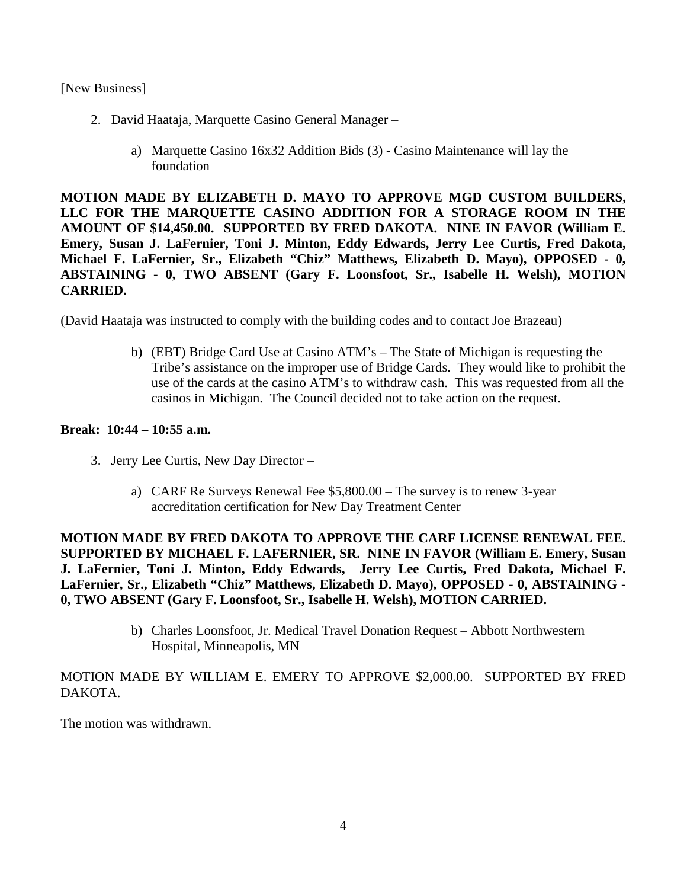[New Business]

2. David Haataja, Marquette Casino General Manager –

    a) Marquette Casino 16x32 Addition Bids (3) - Casino Maintenance will lay the foundation

**MOTION MADE BY ELIZABETH D. MAYO TO APPROVE MGD CUSTOM BUILDERS, LLC FOR THE MARQUETTE CASINO ADDITION FOR A STORAGE ROOM IN THE AMOUNT OF $14,450.00. SUPPORTED BY FRED DAKOTA. NINE IN FAVOR (William E. Emery, Susan J. LaFernier, Toni J. Minton, Eddy Edwards, Jerry Lee Curtis, Fred Dakota, Michael F. LaFernier, Sr., Elizabeth "Chiz" Matthews, Elizabeth D. Mayo), OPPOSED - 0, ABSTAINING - 0, TWO ABSENT (Gary F. Loonsfoot, Sr., Isabelle H. Welsh), MOTION CARRIED.**

(David Haataja was instructed to comply with the building codes and to contact Joe Brazeau)

    b) (EBT) Bridge Card Use at Casino ATM's – The State of Michigan is requesting the Tribe's assistance on the improper use of Bridge Cards. They would like to prohibit the use of the cards at the casino ATM's to withdraw cash. This was requested from all the casinos in Michigan. The Council decided not to take action on the request.

**Break: 10:44 – 10:55 a.m.**

3. Jerry Lee Curtis, New Day Director –

    a) CARF Re Surveys Renewal Fee $5,800.00 – The survey is to renew 3-year accreditation certification for New Day Treatment Center

**MOTION MADE BY FRED DAKOTA TO APPROVE THE CARF LICENSE RENEWAL FEE. SUPPORTED BY MICHAEL F. LAFERNIER, SR. NINE IN FAVOR (William E. Emery, Susan J. LaFernier, Toni J. Minton, Eddy Edwards, Jerry Lee Curtis, Fred Dakota, Michael F. LaFernier, Sr., Elizabeth "Chiz" Matthews, Elizabeth D. Mayo), OPPOSED - 0, ABSTAINING - 0, TWO ABSENT (Gary F. Loonsfoot, Sr., Isabelle H. Welsh), MOTION CARRIED.**

    b) Charles Loonsfoot, Jr. Medical Travel Donation Request – Abbott Northwestern Hospital, Minneapolis, MN

MOTION MADE BY WILLIAM E. EMERY TO APPROVE $2,000.00. SUPPORTED BY FRED DAKOTA.

The motion was withdrawn.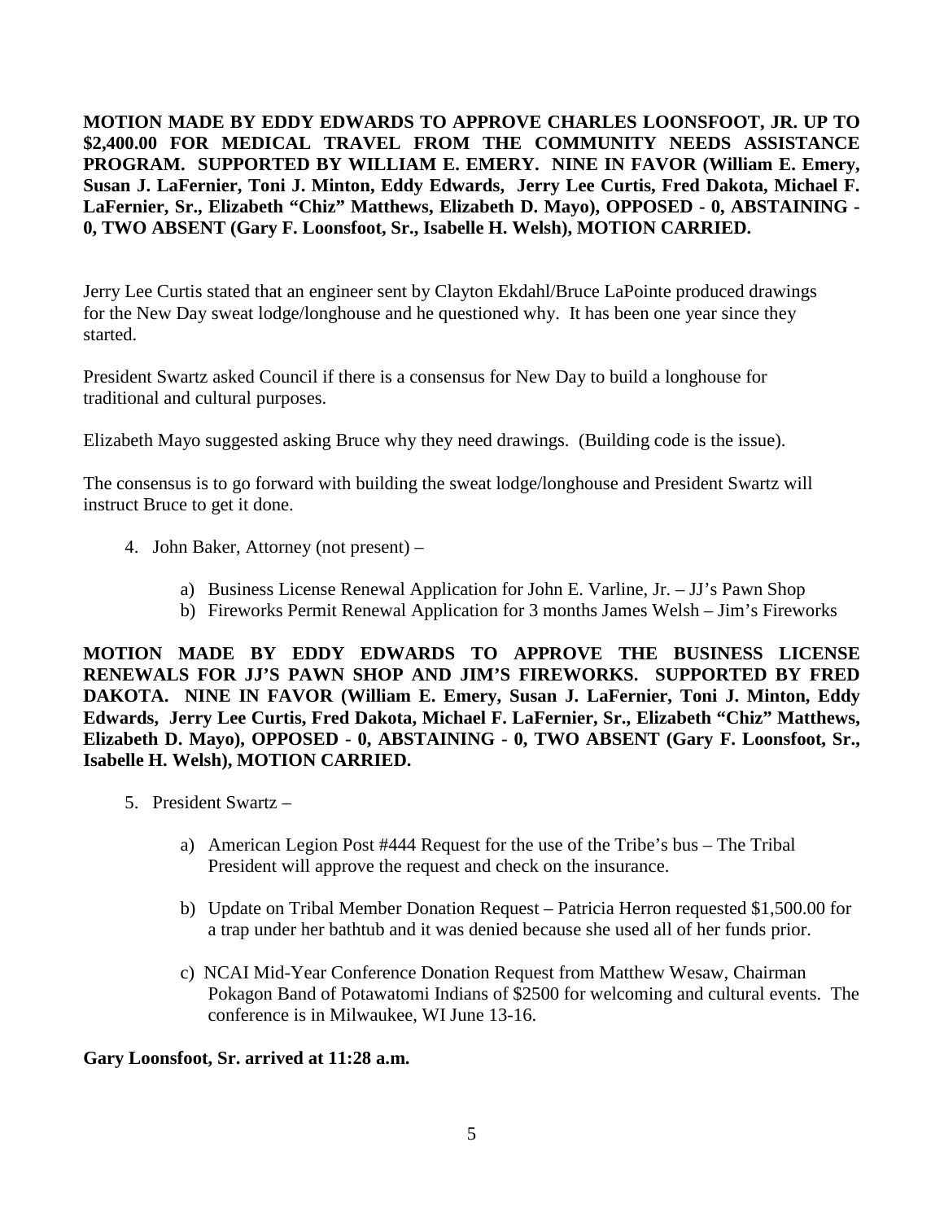**MOTION MADE BY EDDY EDWARDS TO APPROVE CHARLES LOONSFOOT, JR. UP TO $2,400.00 FOR MEDICAL TRAVEL FROM THE COMMUNITY NEEDS ASSISTANCE PROGRAM. SUPPORTED BY WILLIAM E. EMERY. NINE IN FAVOR (William E. Emery, Susan J. LaFernier, Toni J. Minton, Eddy Edwards, Jerry Lee Curtis, Fred Dakota, Michael F. LaFernier, Sr., Elizabeth "Chiz" Matthews, Elizabeth D. Mayo), OPPOSED - 0, ABSTAINING - 0, TWO ABSENT (Gary F. Loonsfoot, Sr., Isabelle H. Welsh), MOTION CARRIED.**

Jerry Lee Curtis stated that an engineer sent by Clayton Ekdahl/Bruce LaPointe produced drawings for the New Day sweat lodge/longhouse and he questioned why. It has been one year since they started.

President Swartz asked Council if there is a consensus for New Day to build a longhouse for traditional and cultural purposes.

Elizabeth Mayo suggested asking Bruce why they need drawings. (Building code is the issue).

The consensus is to go forward with building the sweat lodge/longhouse and President Swartz will instruct Bruce to get it done.

4. John Baker, Attorney (not present) –

    a) Business License Renewal Application for John E. Varline, Jr. – JJ's Pawn Shop
    b) Fireworks Permit Renewal Application for 3 months James Welsh – Jim's Fireworks

**MOTION MADE BY EDDY EDWARDS TO APPROVE THE BUSINESS LICENSE RENEWALS FOR JJ'S PAWN SHOP AND JIM'S FIREWORKS. SUPPORTED BY FRED DAKOTA. NINE IN FAVOR (William E. Emery, Susan J. LaFernier, Toni J. Minton, Eddy Edwards, Jerry Lee Curtis, Fred Dakota, Michael F. LaFernier, Sr., Elizabeth "Chiz" Matthews, Elizabeth D. Mayo), OPPOSED - 0, ABSTAINING - 0, TWO ABSENT (Gary F. Loonsfoot, Sr., Isabelle H. Welsh), MOTION CARRIED.**

5. President Swartz –

    a) American Legion Post #444 Request for the use of the Tribe's bus – The Tribal President will approve the request and check on the insurance.

    b) Update on Tribal Member Donation Request – Patricia Herron requested $1,500.00 for a trap under her bathtub and it was denied because she used all of her funds prior.

    c) NCAI Mid-Year Conference Donation Request from Matthew Wesaw, Chairman Pokagon Band of Potawatomi Indians of $2500 for welcoming and cultural events. The conference is in Milwaukee, WI June 13-16.

**Gary Loonsfoot, Sr. arrived at 11:28 a.m.**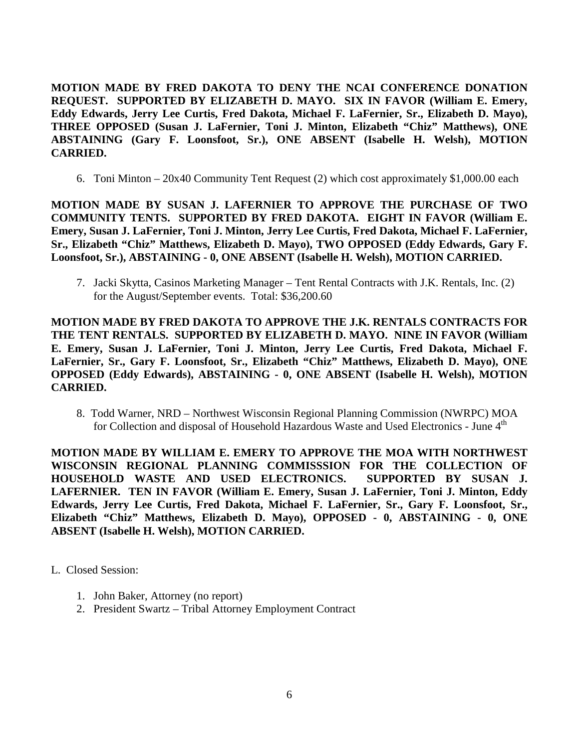**MOTION MADE BY FRED DAKOTA TO DENY THE NCAI CONFERENCE DONATION REQUEST. SUPPORTED BY ELIZABETH D. MAYO. SIX IN FAVOR (William E. Emery, Eddy Edwards, Jerry Lee Curtis, Fred Dakota, Michael F. LaFernier, Sr., Elizabeth D. Mayo), THREE OPPOSED (Susan J. LaFernier, Toni J. Minton, Elizabeth "Chiz" Matthews), ONE ABSTAINING (Gary F. Loonsfoot, Sr.), ONE ABSENT (Isabelle H. Welsh), MOTION CARRIED.**

6. Toni Minton – 20x40 Community Tent Request (2) which cost approximately $1,000.00 each

**MOTION MADE BY SUSAN J. LAFERNIER TO APPROVE THE PURCHASE OF TWO COMMUNITY TENTS. SUPPORTED BY FRED DAKOTA. EIGHT IN FAVOR (William E. Emery, Susan J. LaFernier, Toni J. Minton, Jerry Lee Curtis, Fred Dakota, Michael F. LaFernier, Sr., Elizabeth "Chiz" Matthews, Elizabeth D. Mayo), TWO OPPOSED (Eddy Edwards, Gary F. Loonsfoot, Sr.), ABSTAINING - 0, ONE ABSENT (Isabelle H. Welsh), MOTION CARRIED.**

7. Jacki Skytta, Casinos Marketing Manager – Tent Rental Contracts with J.K. Rentals, Inc. (2) for the August/September events. Total: $36,200.60

**MOTION MADE BY FRED DAKOTA TO APPROVE THE J.K. RENTALS CONTRACTS FOR THE TENT RENTALS. SUPPORTED BY ELIZABETH D. MAYO. NINE IN FAVOR (William E. Emery, Susan J. LaFernier, Toni J. Minton, Jerry Lee Curtis, Fred Dakota, Michael F. LaFernier, Sr., Gary F. Loonsfoot, Sr., Elizabeth "Chiz" Matthews, Elizabeth D. Mayo), ONE OPPOSED (Eddy Edwards), ABSTAINING - 0, ONE ABSENT (Isabelle H. Welsh), MOTION CARRIED.**

8. Todd Warner, NRD – Northwest Wisconsin Regional Planning Commission (NWRPC) MOA for Collection and disposal of Household Hazardous Waste and Used Electronics - June 4th

**MOTION MADE BY WILLIAM E. EMERY TO APPROVE THE MOA WITH NORTHWEST WISCONSIN REGIONAL PLANNING COMMISSSION FOR THE COLLECTION OF HOUSEHOLD WASTE AND USED ELECTRONICS. SUPPORTED BY SUSAN J. LAFERNIER. TEN IN FAVOR (William E. Emery, Susan J. LaFernier, Toni J. Minton, Eddy Edwards, Jerry Lee Curtis, Fred Dakota, Michael F. LaFernier, Sr., Gary F. Loonsfoot, Sr., Elizabeth "Chiz" Matthews, Elizabeth D. Mayo), OPPOSED - 0, ABSTAINING - 0, ONE ABSENT (Isabelle H. Welsh), MOTION CARRIED.**

L. Closed Session:

1. John Baker, Attorney (no report)
2. President Swartz – Tribal Attorney Employment Contract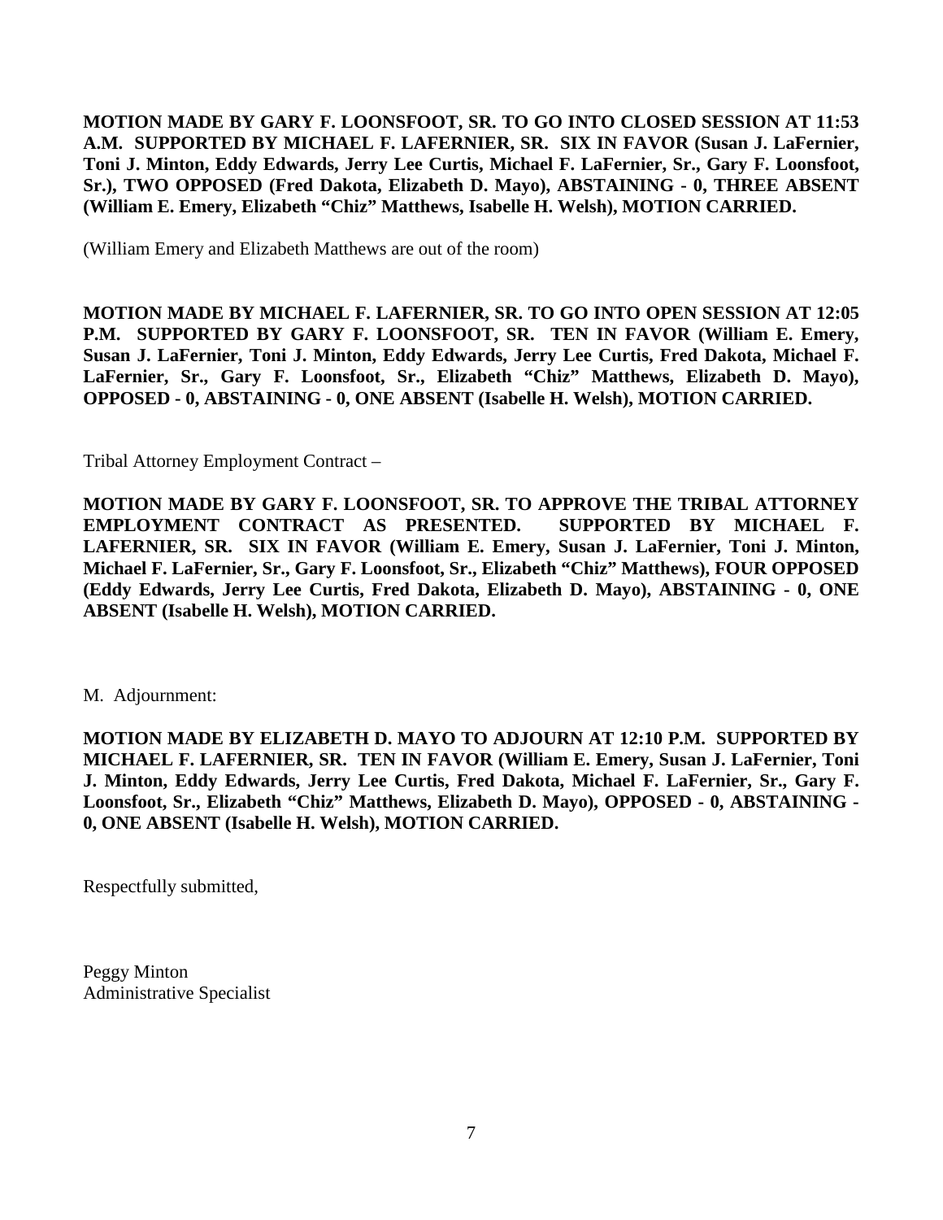**MOTION MADE BY GARY F. LOONSFOOT, SR. TO GO INTO CLOSED SESSION AT 11:53 A.M. SUPPORTED BY MICHAEL F. LAFERNIER, SR. SIX IN FAVOR (Susan J. LaFernier, Toni J. Minton, Eddy Edwards, Jerry Lee Curtis, Michael F. LaFernier, Sr., Gary F. Loonsfoot, Sr.), TWO OPPOSED (Fred Dakota, Elizabeth D. Mayo), ABSTAINING - 0, THREE ABSENT (William E. Emery, Elizabeth "Chiz" Matthews, Isabelle H. Welsh), MOTION CARRIED.**

(William Emery and Elizabeth Matthews are out of the room)

**MOTION MADE BY MICHAEL F. LAFERNIER, SR. TO GO INTO OPEN SESSION AT 12:05 P.M. SUPPORTED BY GARY F. LOONSFOOT, SR. TEN IN FAVOR (William E. Emery, Susan J. LaFernier, Toni J. Minton, Eddy Edwards, Jerry Lee Curtis, Fred Dakota, Michael F. LaFernier, Sr., Gary F. Loonsfoot, Sr., Elizabeth "Chiz" Matthews, Elizabeth D. Mayo), OPPOSED - 0, ABSTAINING - 0, ONE ABSENT (Isabelle H. Welsh), MOTION CARRIED.**

Tribal Attorney Employment Contract –

**MOTION MADE BY GARY F. LOONSFOOT, SR. TO APPROVE THE TRIBAL ATTORNEY EMPLOYMENT CONTRACT AS PRESENTED. SUPPORTED BY MICHAEL F. LAFERNIER, SR. SIX IN FAVOR (William E. Emery, Susan J. LaFernier, Toni J. Minton, Michael F. LaFernier, Sr., Gary F. Loonsfoot, Sr., Elizabeth "Chiz" Matthews), FOUR OPPOSED (Eddy Edwards, Jerry Lee Curtis, Fred Dakota, Elizabeth D. Mayo), ABSTAINING - 0, ONE ABSENT (Isabelle H. Welsh), MOTION CARRIED.**

M. Adjournment:

**MOTION MADE BY ELIZABETH D. MAYO TO ADJOURN AT 12:10 P.M. SUPPORTED BY MICHAEL F. LAFERNIER, SR. TEN IN FAVOR (William E. Emery, Susan J. LaFernier, Toni J. Minton, Eddy Edwards, Jerry Lee Curtis, Fred Dakota, Michael F. LaFernier, Sr., Gary F. Loonsfoot, Sr., Elizabeth "Chiz" Matthews, Elizabeth D. Mayo), OPPOSED - 0, ABSTAINING - 0, ONE ABSENT (Isabelle H. Welsh), MOTION CARRIED.**

Respectfully submitted,

Peggy Minton
Administrative Specialist